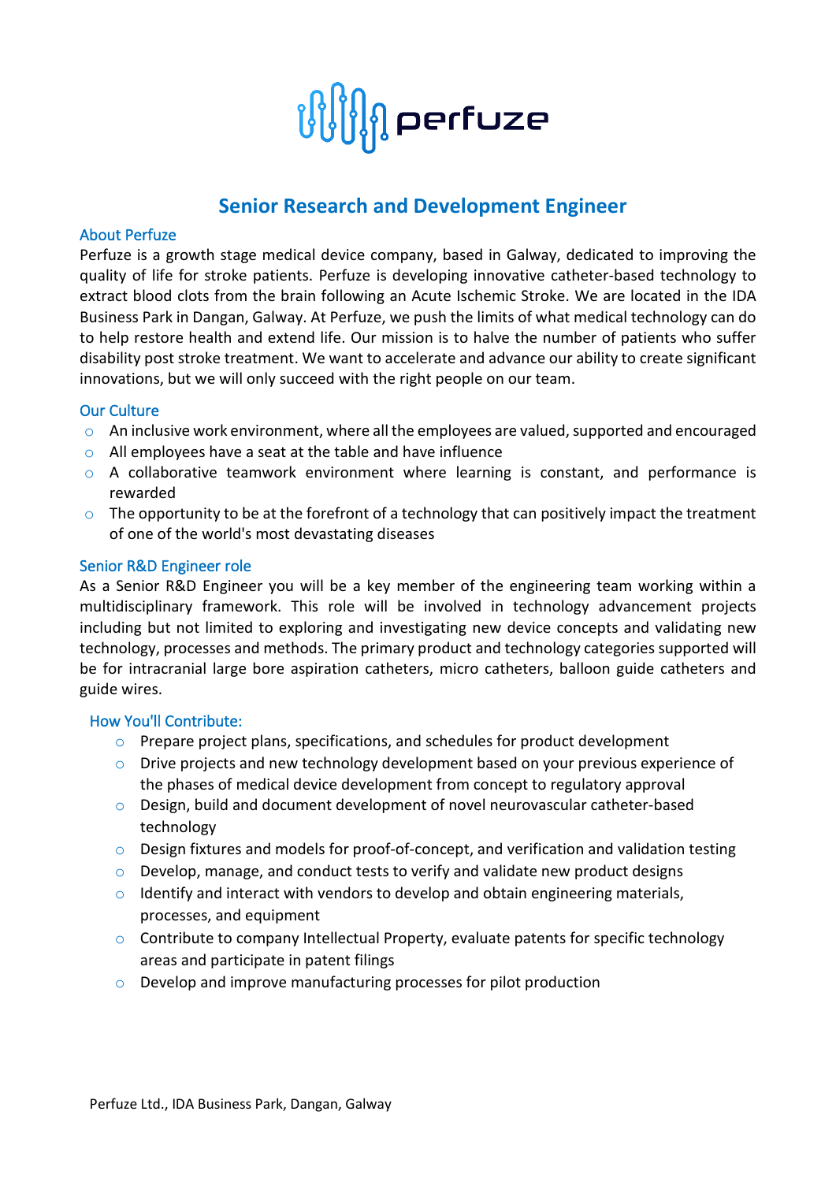# Senior Research and Development Engineer

## About Perfuze

Perfuze is a growth stage medical device company, based in Galway, dedicated to improving the quality of life for stroke patients. Perfuze is developing innovative catheter-based technology to extract blood clots from the brain following an Acute Ischemic Stroke. We are located in the IDA Business Park in Dangan, Galway. At Perfuze, we push the limits of what medical technology can do to help restore health and extend life. Our mission is to halve the number of patients who suffer disability post stroke treatment. We want to accelerate and advance our ability to create significant innovations, but we will only succeed with the right people on our team.

## Our Culture

- An inclusive work environment, where all the employees are valued, supported and encouraged
- All employees have a seat at the table and have influence
- A collaborative teamwork environment where learning is constant, and performance is rewarded
- The opportunity to be at the forefront of a technology that can positively impact the treatment of one of the world's most devastating diseases

## Senior R&D Engineer role

As a Senior R&D Engineer you will be a key member of the engineering team working within a multidisciplinary framework. This role will be involved in technology advancement projects including but not limited to exploring and investigating new device concepts and validating new technology, processes and methods. The primary product and technology categories supported will be for intracranial large bore aspiration catheters, micro catheters, balloon guide catheters and guide wires.

## How You'll Contribute:

- Prepare project plans, specifications, and schedules for product development
- Drive projects and new technology development based on your previous experience of the phases of medical device development from concept to regulatory approval
- Design, build and document development of novel neurovascular catheter-based technology
- Design fixtures and models for proof-of-concept, and verification and validation testing
- Develop, manage, and conduct tests to verify and validate new product designs
- Identify and interact with vendors to develop and obtain engineering materials, processes, and equipment
- Contribute to company Intellectual Property, evaluate patents for specific technology areas and participate in patent filings
- Develop and improve manufacturing processes for pilot production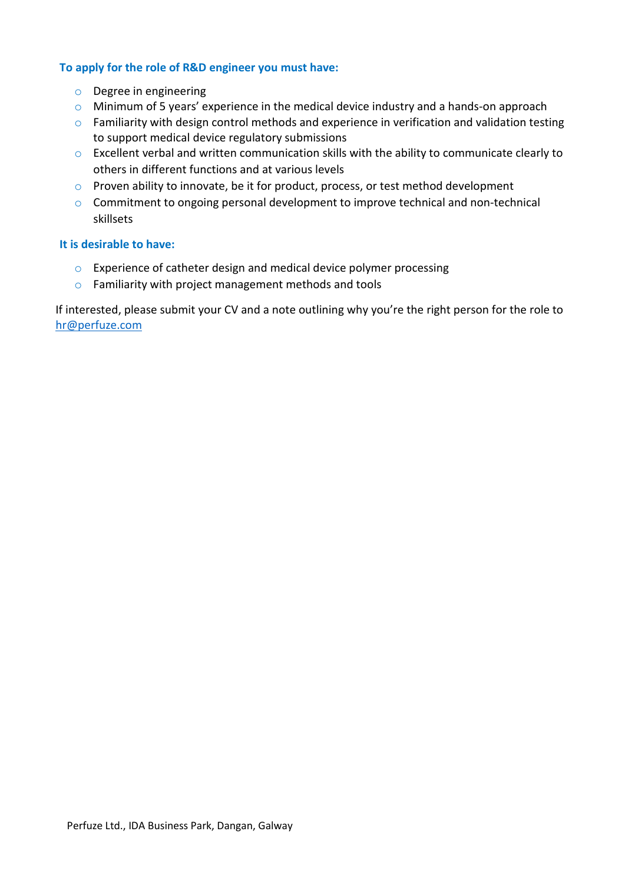**To apply for the role of R&D engineer you must have:**

- Degree in engineering
- Minimum of 5 years' experience in the medical device industry and a hands-on approach
- Familiarity with design control methods and experience in verification and validation testing to support medical device regulatory submissions
- Excellent verbal and written communication skills with the ability to communicate clearly to others in different functions and at various levels
- Proven ability to innovate, be it for product, process, or test method development
- Commitment to ongoing personal development to improve technical and non-technical skillsets

**It is desirable to have:**

- Experience of catheter design and medical device polymer processing
- Familiarity with project management methods and tools

If interested, please submit your CV and a note outlining why you're the right person for the role to [hr@perfuze.com](mailto:hr@perfuze.com)

Perfuze Ltd., IDA Business Park, Dangan, Galway